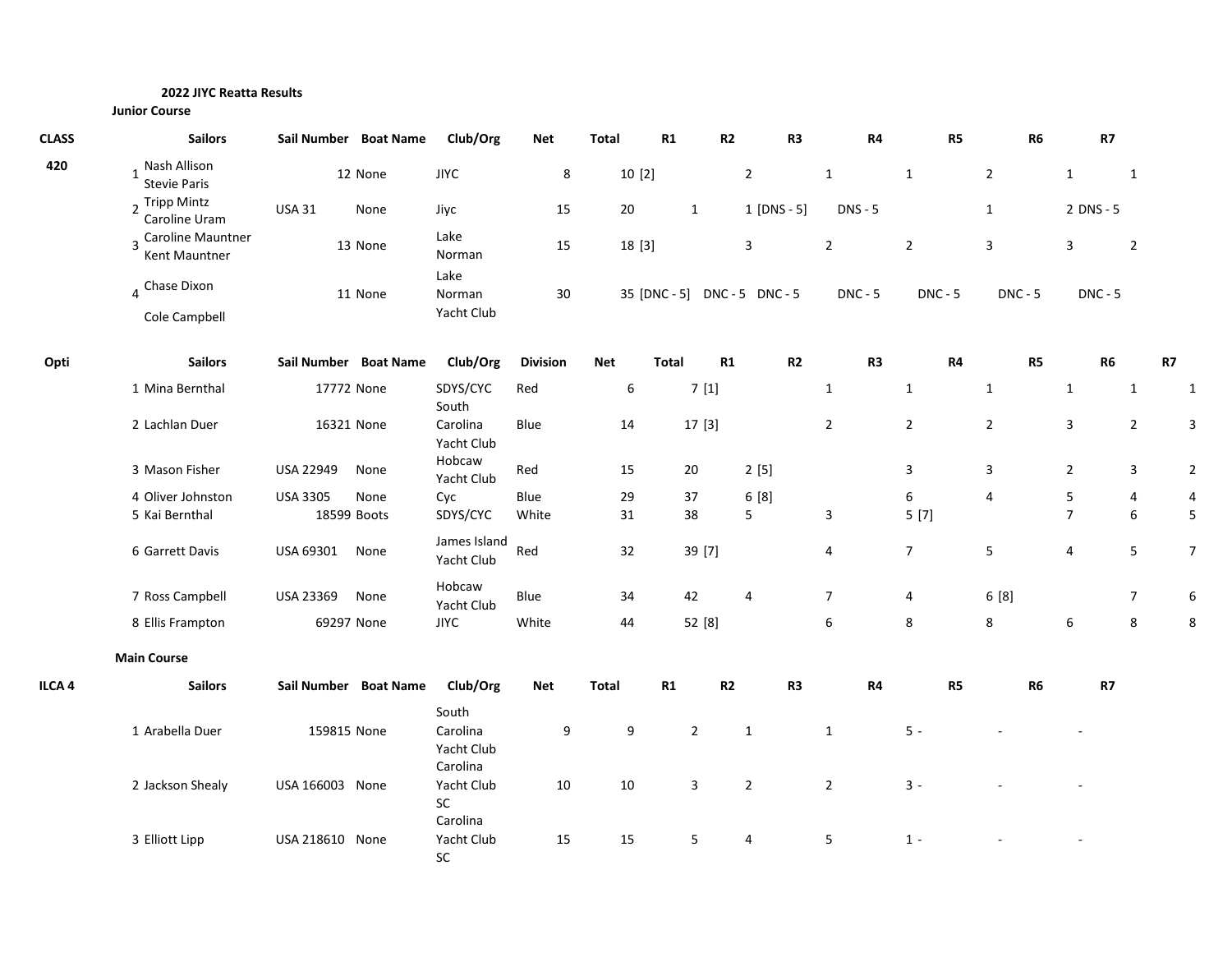**2022 JIYC Reatta Results**

**Junior Course**

| CLASS | | Sailors | Sail Number | Boat Name | Club/Org | Net | Total | R1 | R2 | R3 | R4 | R5 | R6 | R7 |
|---|---|---|---|---|---|---|---|---|---|---|---|---|---|---|
| 420 | 1 | Nash Allison<br>Stevie Paris | 12 | None | JIYC | 8 | 10 | [2] | 2 | 1 | 1 | 2 | 1 | 1 |
| | 2 | Tripp Mintz<br>Caroline Uram | USA 31 | None | Jiyc | 15 | 20 | 1 | 1 | [DNS - 5] | DNS - 5 | 1 | 2 | DNS - 5 |
| | 3 | Caroline Mauntner<br>Kent Mauntner | 13 | None | Lake Norman | 15 | 18 | [3] | 3 | 2 | 2 | 3 | 3 | 2 |
| | 4 | Chase Dixon<br>Cole Campbell | 11 | None | Lake Norman Yacht Club | 30 | 35 | [DNC - 5] | DNC - 5 | DNC - 5 | DNC - 5 | DNC - 5 | DNC - 5 | DNC - 5 |

| Opti | | Sailors | Sail Number | Boat Name | Club/Org | Division | Net | Total | R1 | R2 | R3 | R4 | R5 | R6 | R7 |
|---|---|---|---|---|---|---|---|---|---|---|---|---|---|---|---|
| | 1 | Mina Bernthal | 17772 | None | SDYS/CYC | Red | 6 | 7 | [1] | 1 | 1 | 1 | 1 | 1 | 1 |
| | 2 | Lachlan Duer | 16321 | None | South Carolina Yacht Club | Blue | 14 | 17 | [3] | 2 | 2 | 2 | 3 | 2 | 3 |
| | 3 | Mason Fisher | USA 22949 | None | Hobcaw Yacht Club | Red | 15 | 20 | 2 | [5] | 3 | 3 | 2 | 3 | 2 |
| | 4 | Oliver Johnston | USA 3305 | None | Cyc | Blue | 29 | 37 | 6 | [8] | 6 | 4 | 5 | 4 | 4 |
| | 5 | Kai Bernthal | 18599 | Boots | SDYS/CYC | White | 31 | 38 | 5 | 3 | 5 | [7] | 7 | 6 | 5 |
| | 6 | Garrett Davis | USA 69301 | None | James Island Yacht Club | Red | 32 | 39 | [7] | 4 | 7 | 5 | 4 | 5 | 7 |
| | 7 | Ross Campbell | USA 23369 | None | Hobcaw Yacht Club | Blue | 34 | 42 | 4 | 7 | 4 | 6 | [8] | 7 | 6 |
| | 8 | Ellis Frampton | 69297 | None | JIYC | White | 44 | 52 | [8] | 6 | 8 | 8 | 6 | 8 | 8 |

**Main Course**

| ILCA 4 | | Sailors | Sail Number | Boat Name | Club/Org | Net | Total | R1 | R2 | R3 | R4 | R5 | R6 | R7 |
|---|---|---|---|---|---|---|---|---|---|---|---|---|---|---|
| | 1 | Arabella Duer | 159815 | None | South Carolina Yacht Club | 9 | 9 | 2 | 1 | 1 | 5 | - | - | - |
| | 2 | Jackson Shealy | USA 166003 | None | Carolina Yacht Club SC | 10 | 10 | 3 | 2 | 2 | 3 | - | - | - |
| | 3 | Elliott Lipp | USA 218610 | None | Carolina Yacht Club SC | 15 | 15 | 5 | 4 | 5 | 1 | - | - | - |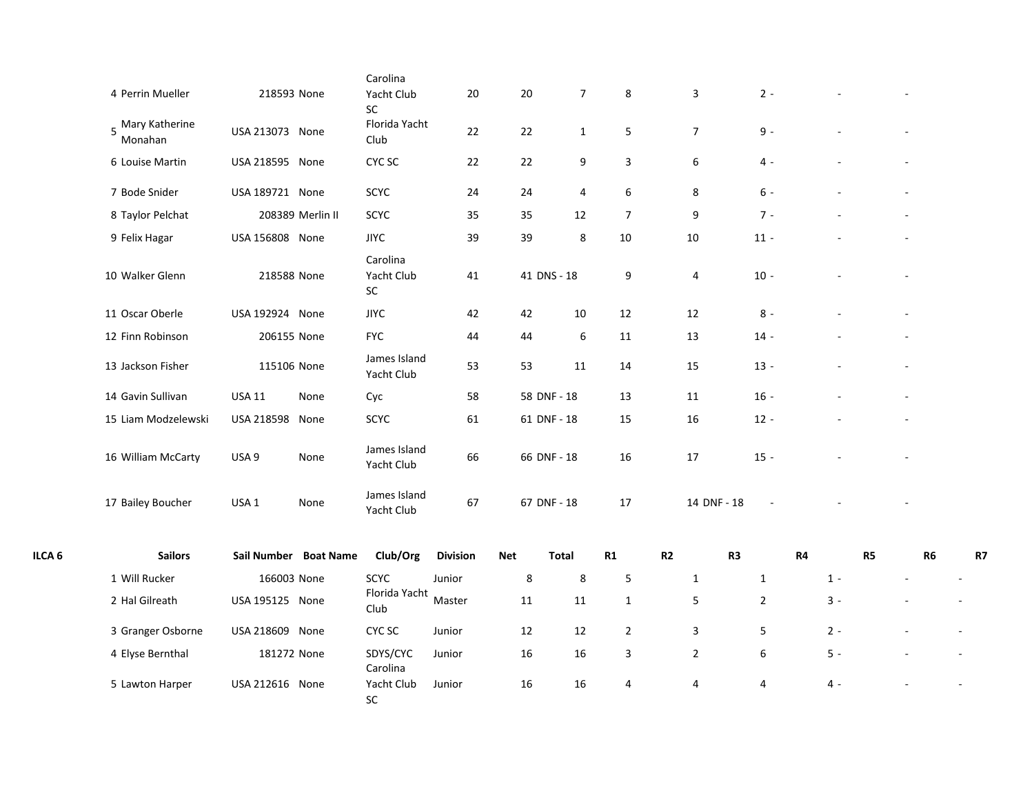| | | | | | | | | | | | | | |
|---|---|---|---|---|---|---|---|---|---|---|---|---|---|
| 4 | Perrin Mueller | 218593 | None | Carolina Yacht Club SC | 20 | 20 | 7 | 8 | 3 | 2 | - | - | - |
| 5 | Mary Katherine Monahan | USA 213073 | None | Florida Yacht Club | 22 | 22 | 1 | 5 | 7 | 9 | - | - | - |
| 6 | Louise Martin | USA 218595 | None | CYC SC | 22 | 22 | 9 | 3 | 6 | 4 | - | - | - |
| 7 | Bode Snider | USA 189721 | None | SCYC | 24 | 24 | 4 | 6 | 8 | 6 | - | - | - |
| 8 | Taylor Pelchat | 208389 | Merlin II | SCYC | 35 | 35 | 12 | 7 | 9 | 7 | - | - | - |
| 9 | Felix Hagar | USA 156808 | None | JIYC | 39 | 39 | 8 | 10 | 10 | 11 | - | - | - |
| 10 | Walker Glenn | 218588 | None | Carolina Yacht Club SC | 41 | 41 | DNS - 18 | 9 | 4 | 10 | - | - | - |
| 11 | Oscar Oberle | USA 192924 | None | JIYC | 42 | 42 | 10 | 12 | 12 | 8 | - | - | - |
| 12 | Finn Robinson | 206155 | None | FYC | 44 | 44 | 6 | 11 | 13 | 14 | - | - | - |
| 13 | Jackson Fisher | 115106 | None | James Island Yacht Club | 53 | 53 | 11 | 14 | 15 | 13 | - | - | - |
| 14 | Gavin Sullivan | USA 11 | None | Cyc | 58 | 58 | DNF - 18 | 13 | 11 | 16 | - | - | - |
| 15 | Liam Modzelewski | USA 218598 | None | SCYC | 61 | 61 | DNF - 18 | 15 | 16 | 12 | - | - | - |
| 16 | William McCarty | USA 9 | None | James Island Yacht Club | 66 | 66 | DNF - 18 | 16 | 17 | 15 | - | - | - |
| 17 | Bailey Boucher | USA 1 | None | James Island Yacht Club | 67 | 67 | DNF - 18 | 17 | 14 | DNF - 18 | - | - | - |

| ILCA 6 | | Sailors | Sail Number | Boat Name | Club/Org | Division | Net | Total | R1 | R2 | R3 | R4 | R5 | R6 | R7 |
|---|---|---|---|---|---|---|---|---|---|---|---|---|---|---|---|
| | 1 | Will Rucker | 166003 | None | SCYC | Junior | 8 | 8 | 5 | 1 | 1 | 1 | - | - | - |
| | 2 | Hal Gilreath | USA 195125 | None | Florida Yacht Club | Master | 11 | 11 | 1 | 5 | 2 | 3 | - | - | - |
| | 3 | Granger Osborne | USA 218609 | None | CYC SC | Junior | 12 | 12 | 2 | 3 | 5 | 2 | - | - | - |
| | 4 | Elyse Bernthal | 181272 | None | SDYS/CYC | Junior | 16 | 16 | 3 | 2 | 6 | 5 | - | - | - |
| | 5 | Lawton Harper | USA 212616 | None | Carolina Yacht Club SC | Junior | 16 | 16 | 4 | 4 | 4 | 4 | - | - | - |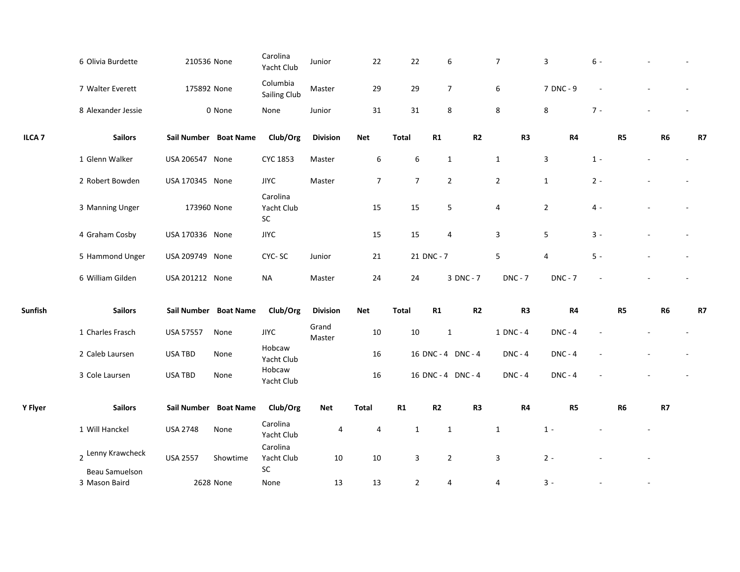| | Sailors | Sail Number | Boat Name | Club/Org | Division | Net | Total | R1 | R2 | R3 | R4 | R5 | R6 | R7 |
|---|---|---|---|---|---|---|---|---|---|---|---|---|---|---|
| | 6 Olivia Burdette | 210536 | None | Carolina Yacht Club | Junior | 22 | 22 | 6 | 7 | 3 | 6 | - | - | - |
| | 7 Walter Everett | 175892 | None | Columbia Sailing Club | Master | 29 | 29 | 7 | 6 | 7 | DNC - 9 | - | - | - |
| | 8 Alexander Jessie | 0 | None | None | Junior | 31 | 31 | 8 | 8 | 8 | 7 | - | - | - |

| ILCA 7 | Sailors | Sail Number | Boat Name | Club/Org | Division | Net | Total | R1 | R2 | R3 | R4 | R5 | R6 | R7 |
|---|---|---|---|---|---|---|---|---|---|---|---|---|---|---|
| | 1 Glenn Walker | USA 206547 | None | CYC 1853 | Master | 6 | 6 | 1 | 1 | 3 | 1 | - | - | - |
| | 2 Robert Bowden | USA 170345 | None | JIYC | Master | 7 | 7 | 2 | 2 | 1 | 2 | - | - | - |
| | 3 Manning Unger | 173960 | None | Carolina Yacht Club SC | | 15 | 15 | 5 | 4 | 2 | 4 | - | - | - |
| | 4 Graham Cosby | USA 170336 | None | JIYC | | 15 | 15 | 4 | 3 | 5 | 3 | - | - | - |
| | 5 Hammond Unger | USA 209749 | None | CYC- SC | Junior | 21 | 21 | DNC - 7 | 5 | 4 | 5 | - | - | - |
| | 6 William Gilden | USA 201212 | None | NA | Master | 24 | 24 | 3 | DNC - 7 | DNC - 7 | DNC - 7 | - | - | - |

| Sunfish | Sailors | Sail Number | Boat Name | Club/Org | Division | Net | Total | R1 | R2 | R3 | R4 | R5 | R6 | R7 |
|---|---|---|---|---|---|---|---|---|---|---|---|---|---|---|
| | 1 Charles Frasch | USA 57557 | None | JIYC | Grand Master | 10 | 10 | 1 | 1 | DNC - 4 | DNC - 4 | - | - | - |
| | 2 Caleb Laursen | USA TBD | None | Hobcaw Yacht Club | | 16 | 16 | DNC - 4 | DNC - 4 | DNC - 4 | DNC - 4 | - | - | - |
| | 3 Cole Laursen | USA TBD | None | Hobcaw Yacht Club | | 16 | 16 | DNC - 4 | DNC - 4 | DNC - 4 | DNC - 4 | - | - | - |

| Y Flyer | Sailors | Sail Number | Boat Name | Club/Org | Net | Total | R1 | R2 | R3 | R4 | R5 | R6 | R7 |
|---|---|---|---|---|---|---|---|---|---|---|---|---|---|
| | 1 Will Hanckel | USA 2748 | None | Carolina Yacht Club | 4 | 4 | 1 | 1 | 1 | 1 | - | - | - |
| | 2 Lenny Krawcheck / Beau Samuelson | USA 2557 | Showtime | Carolina Yacht Club SC | 10 | 10 | 3 | 2 | 3 | 2 | - | - | - |
| | 3 Mason Baird | 2628 | None | None | 13 | 13 | 2 | 4 | 4 | 3 | - | - | - |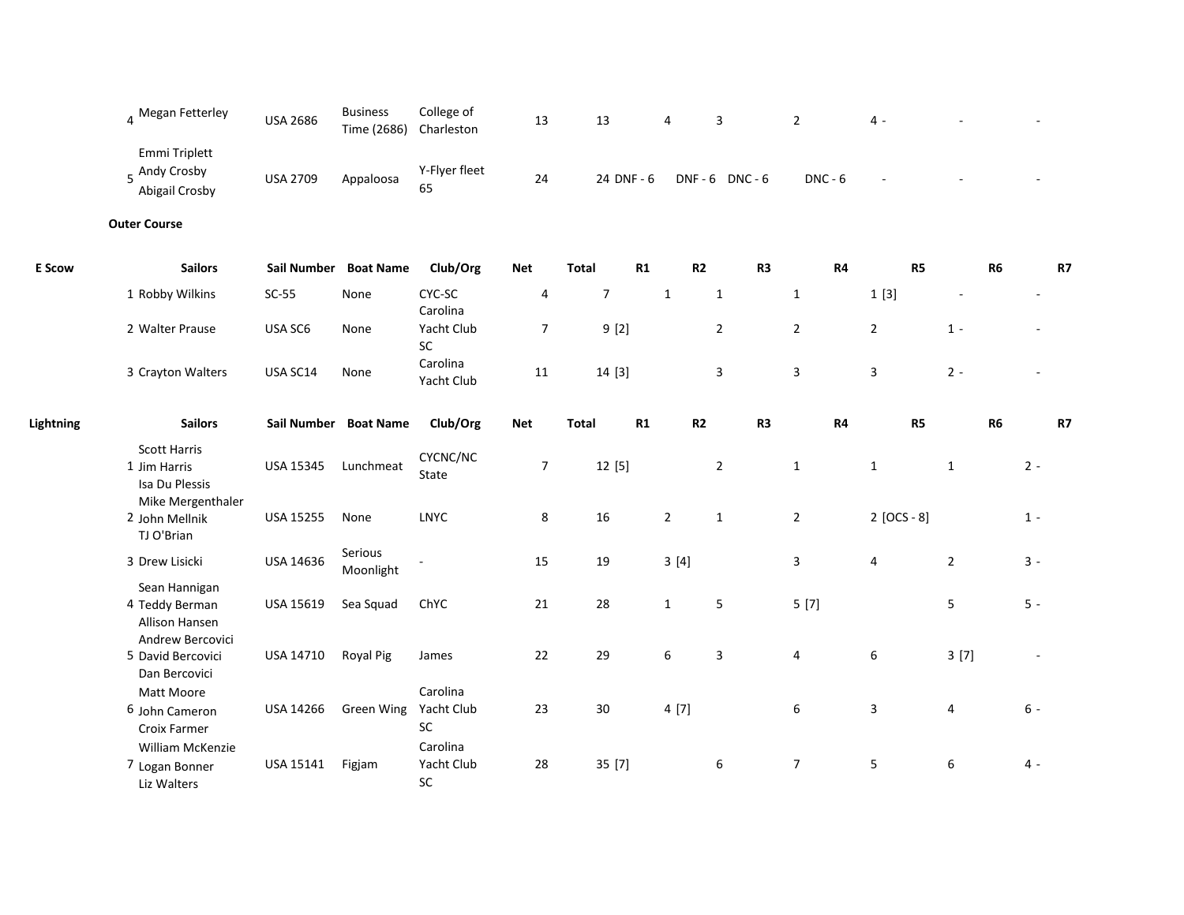| | Sailors | Sail Number | Boat Name | Club/Org | Net | Total | R1 | R2 | R3 | R4 | R5 | R6 | R7 |
|---|---|---|---|---|---|---|---|---|---|---|---|---|---|
| 4 | Megan Fetterley | USA 2686 | Business Time (2686) | College of Charleston | 13 | 13 | 4 | 3 | 2 | 4 | - | - | - |
| 5 | Emmi Triplett<br>Andy Crosby<br>Abigail Crosby | USA 2709 | Appaloosa | Y-Flyer fleet 65 | 24 | 24 | DNF - 6 | DNF - 6 | DNC - 6 | DNC - 6 | - | - | - |

**Outer Course**

| E Scow | Sailors | Sail Number | Boat Name | Club/Org | Net | Total | R1 | R2 | R3 | R4 | R5 | R6 | R7 |
|---|---|---|---|---|---|---|---|---|---|---|---|---|---|
| 1 | Robby Wilkins | SC-55 | None | CYC-SC | 4 | 7 | 1 | 1 | 1 | 1 | [3] | - | - |
| 2 | Walter Prause | USA SC6 | None | Carolina Yacht Club SC | 7 | 9 | [2] | 2 | 2 | 2 | 1 | - | - |
| 3 | Crayton Walters | USA SC14 | None | Carolina Yacht Club | 11 | 14 | [3] | 3 | 3 | 3 | 2 | - | - |

| Lightning | Sailors | Sail Number | Boat Name | Club/Org | Net | Total | R1 | R2 | R3 | R4 | R5 | R6 | R7 |
|---|---|---|---|---|---|---|---|---|---|---|---|---|---|
| 1 | Scott Harris<br>Jim Harris<br>Isa Du Plessis | USA 15345 | Lunchmeat | CYCNC/NC State | 7 | 12 | [5] | 2 | 1 | 1 | 1 | 2 | - |
| 2 | Mike Mergenthaler<br>John Mellnik<br>TJ O'Brian | USA 15255 | None | LNYC | 8 | 16 | 2 | 1 | 2 | 2 | [OCS - 8] | 1 | - |
| 3 | Drew Lisicki | USA 14636 | Serious Moonlight | - | 15 | 19 | 3 | [4] | 3 | 4 | 2 | 3 | - |
| 4 | Sean Hannigan<br>Teddy Berman<br>Allison Hansen | USA 15619 | Sea Squad | ChYC | 21 | 28 | 1 | 5 | 5 | [7] | 5 | 5 | - |
| 5 | Andrew Bercovici<br>David Bercovici<br>Dan Bercovici | USA 14710 | Royal Pig | James | 22 | 29 | 6 | 3 | 4 | 6 | 3 | [7] | - |
| 6 | Matt Moore<br>John Cameron<br>Croix Farmer | USA 14266 | Green Wing | Carolina Yacht Club SC | 23 | 30 | 4 | [7] | 6 | 3 | 4 | 6 | - |
| 7 | William McKenzie<br>Logan Bonner<br>Liz Walters | USA 15141 | Figjam | Carolina Yacht Club SC | 28 | 35 | [7] | 6 | 7 | 5 | 6 | 4 | - |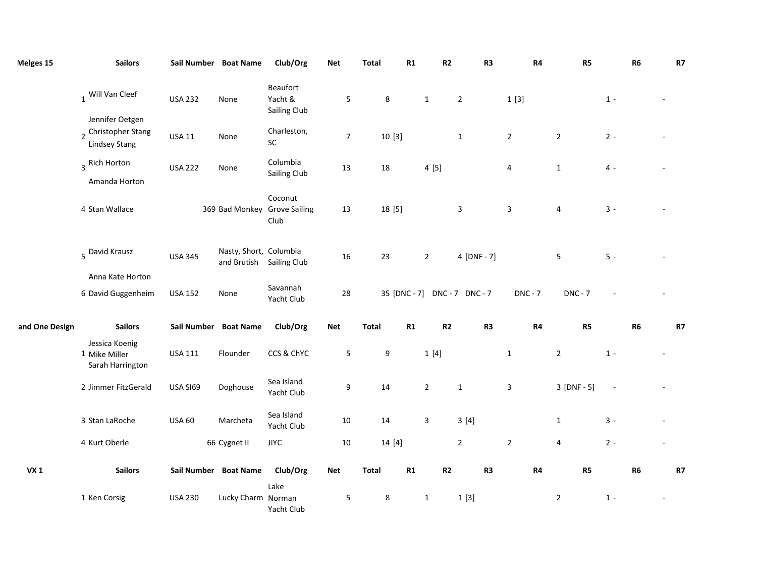| Melges 15 | | Sailors | Sail Number | Boat Name | Club/Org | Net | Total | R1 | R2 | R3 | R4 | R5 | R6 | R7 |
|---|---|---|---|---|---|---|---|---|---|---|---|---|---|---|
| | 1 | Will Van Cleef<br>Jennifer Oetgen | USA 232 | None | Beaufort Yacht & Sailing Club | 5 | 8 | 1 | 2 | 1 | [3] | 1 | - | - |
| | 2 | Christopher Stang<br>Lindsey Stang | USA 11 | None | Charleston, SC | 7 | 10 | [3] | 1 | 2 | 2 | 2 | - | - |
| | 3 | Rich Horton<br>Amanda Horton | USA 222 | None | Columbia Sailing Club | 13 | 18 | 4 | [5] | 4 | 1 | 4 | - | - |
| | 4 | Stan Wallace | 369 | Bad Monkey | Coconut Grove Sailing Club | 13 | 18 | [5] | 3 | 3 | 4 | 3 | - | - |
| | 5 | David Krausz<br>Anna Kate Horton | USA 345 | Nasty, Short, and Brutish | Columbia Sailing Club | 16 | 23 | 2 | 4 | [DNF - 7] | 5 | 5 | - | - |
| | 6 | David Guggenheim | USA 152 | None | Savannah Yacht Club | 28 | 35 | [DNC - 7] | DNC - 7 | DNC - 7 | DNC - 7 | DNC - 7 | - | - |

| and One Design | | Sailors | Sail Number | Boat Name | Club/Org | Net | Total | R1 | R2 | R3 | R4 | R5 | R6 | R7 |
|---|---|---|---|---|---|---|---|---|---|---|---|---|---|---|
| | 1 | Jessica Koenig<br>Mike Miller<br>Sarah Harrington | USA 111 | Flounder | CCS & ChYC | 5 | 9 | 1 | [4] | 1 | 2 | 1 | - | - |
| | 2 | Jimmer FitzGerald | USA SI69 | Doghouse | Sea Island Yacht Club | 9 | 14 | 2 | 1 | 3 | 3 | [DNF - 5] | - | - |
| | 3 | Stan LaRoche | USA 60 | Marcheta | Sea Island Yacht Club | 10 | 14 | 3 | 3 | [4] | 1 | 3 | - | - |
| | 4 | Kurt Oberle | 66 | Cygnet II | JIYC | 10 | 14 | [4] | 2 | 2 | 4 | 2 | - | - |

| VX 1 | | Sailors | Sail Number | Boat Name | Club/Org | Net | Total | R1 | R2 | R3 | R4 | R5 | R6 | R7 |
|---|---|---|---|---|---|---|---|---|---|---|---|---|---|---|
| | 1 | Ken Corsig | USA 230 | Lucky Charm | Lake Norman Yacht Club | 5 | 8 | 1 | 1 | [3] | 2 | 1 | - | - |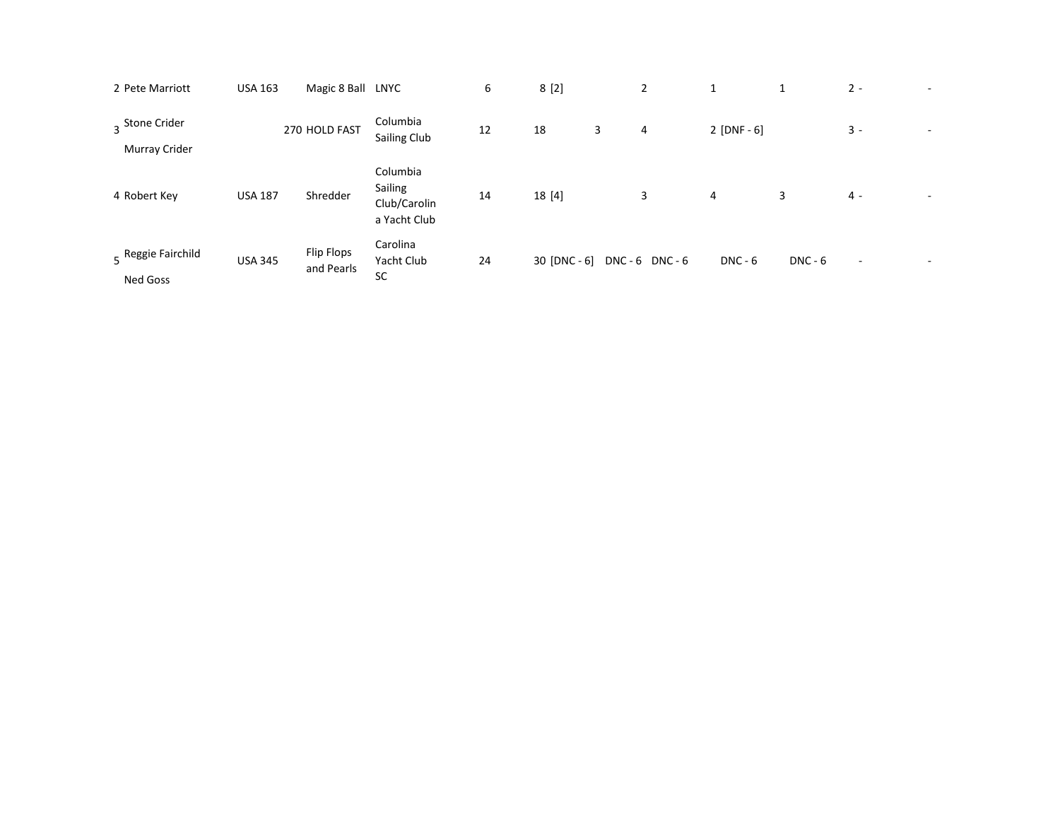| | | | | | | | | | | | | | |
|---|---|---|---|---|---|---|---|---|---|---|---|---|---|
| 2 | Pete Marriott | USA 163 | Magic 8 Ball | LNYC | 6 | 8 | [2] | 2 | 1 | 1 | 2 | - | - |
| 3 | Stone Crider<br>Murray Crider | 270 | HOLD FAST | Columbia Sailing Club | 12 | 18 | 3 | 4 | 2 | [DNF - 6] | 3 | - | - |
| 4 | Robert Key | USA 187 | Shredder | Columbia Sailing Club/Carolina Yacht Club | 14 | 18 | [4] | 3 | 4 | 3 | 4 | - | - |
| 5 | Reggie Fairchild<br>Ned Goss | USA 345 | Flip Flops and Pearls | Carolina Yacht Club SC | 24 | 30 | [DNC - 6] | DNC - 6 | DNC - 6 | DNC - 6 | DNC - 6 | - | - |